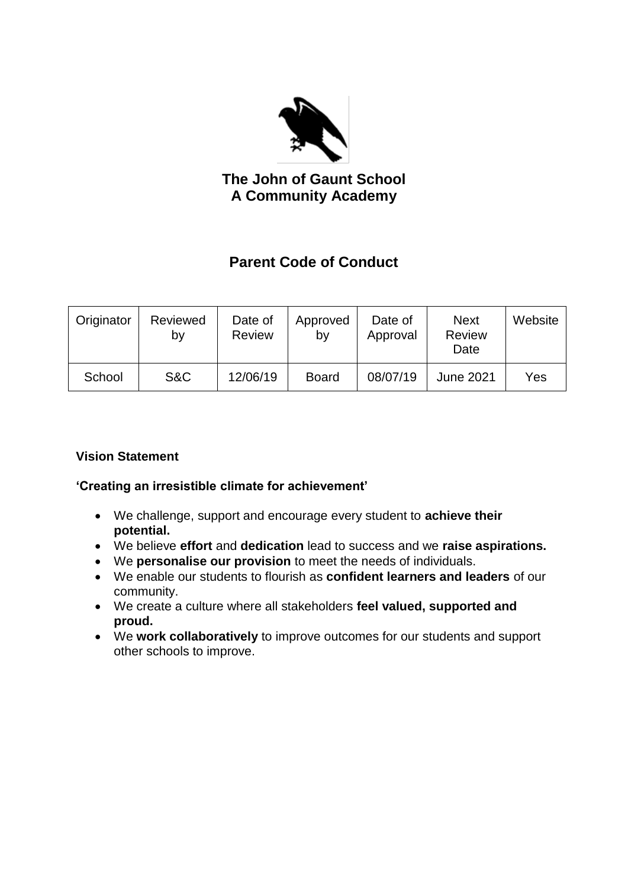**The John of Gaunt School**
**A Community Academy**

# Parent Code of Conduct

| Originator | Reviewed by | Date of Review | Approved by | Date of Approval | Next Review Date | Website |
|---|---|---|---|---|---|---|
| School | S&C | 12/06/19 | Board | 08/07/19 | June 2021 | Yes |

**Vision Statement**

**'Creating an irresistible climate for achievement'**

- We challenge, support and encourage every student to **achieve their potential.**
- We believe **effort** and **dedication** lead to success and we **raise aspirations.**
- We **personalise our provision** to meet the needs of individuals.
- We enable our students to flourish as **confident learners and leaders** of our community.
- We create a culture where all stakeholders **feel valued, supported and proud.**
- We **work collaboratively** to improve outcomes for our students and support other schools to improve.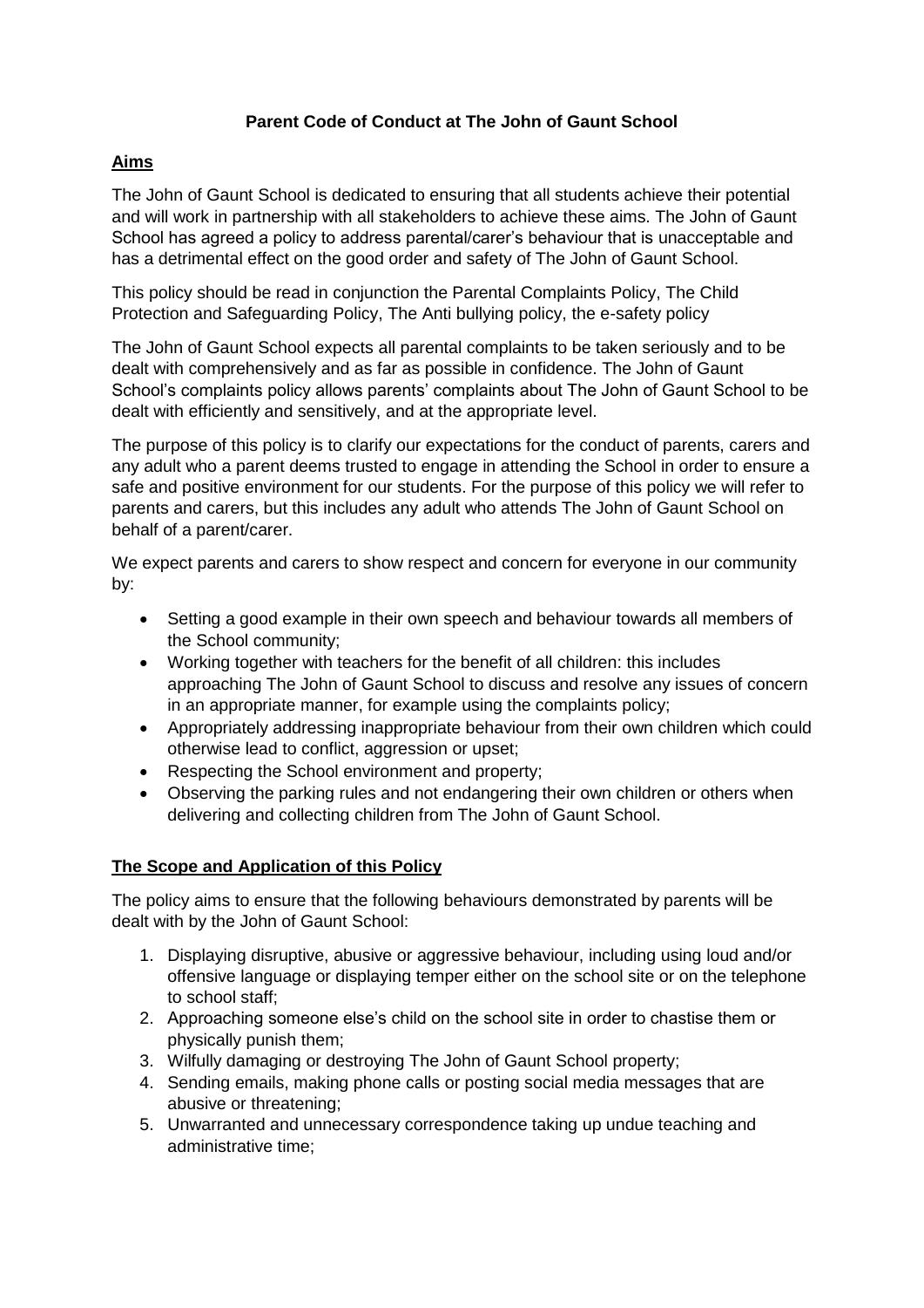**Parent Code of Conduct at The John of Gaunt School**

## Aims

The John of Gaunt School is dedicated to ensuring that all students achieve their potential and will work in partnership with all stakeholders to achieve these aims. The John of Gaunt School has agreed a policy to address parental/carer's behaviour that is unacceptable and has a detrimental effect on the good order and safety of The John of Gaunt School.

This policy should be read in conjunction the Parental Complaints Policy, The Child Protection and Safeguarding Policy, The Anti bullying policy, the e-safety policy

The John of Gaunt School expects all parental complaints to be taken seriously and to be dealt with comprehensively and as far as possible in confidence. The John of Gaunt School's complaints policy allows parents' complaints about The John of Gaunt School to be dealt with efficiently and sensitively, and at the appropriate level.

The purpose of this policy is to clarify our expectations for the conduct of parents, carers and any adult who a parent deems trusted to engage in attending the School in order to ensure a safe and positive environment for our students. For the purpose of this policy we will refer to parents and carers, but this includes any adult who attends The John of Gaunt School on behalf of a parent/carer.

We expect parents and carers to show respect and concern for everyone in our community by:

- Setting a good example in their own speech and behaviour towards all members of the School community;
- Working together with teachers for the benefit of all children: this includes approaching The John of Gaunt School to discuss and resolve any issues of concern in an appropriate manner, for example using the complaints policy;
- Appropriately addressing inappropriate behaviour from their own children which could otherwise lead to conflict, aggression or upset;
- Respecting the School environment and property;
- Observing the parking rules and not endangering their own children or others when delivering and collecting children from The John of Gaunt School.

## The Scope and Application of this Policy

The policy aims to ensure that the following behaviours demonstrated by parents will be dealt with by the John of Gaunt School:

1. Displaying disruptive, abusive or aggressive behaviour, including using loud and/or offensive language or displaying temper either on the school site or on the telephone to school staff;
2. Approaching someone else's child on the school site in order to chastise them or physically punish them;
3. Wilfully damaging or destroying The John of Gaunt School property;
4. Sending emails, making phone calls or posting social media messages that are abusive or threatening;
5. Unwarranted and unnecessary correspondence taking up undue teaching and administrative time;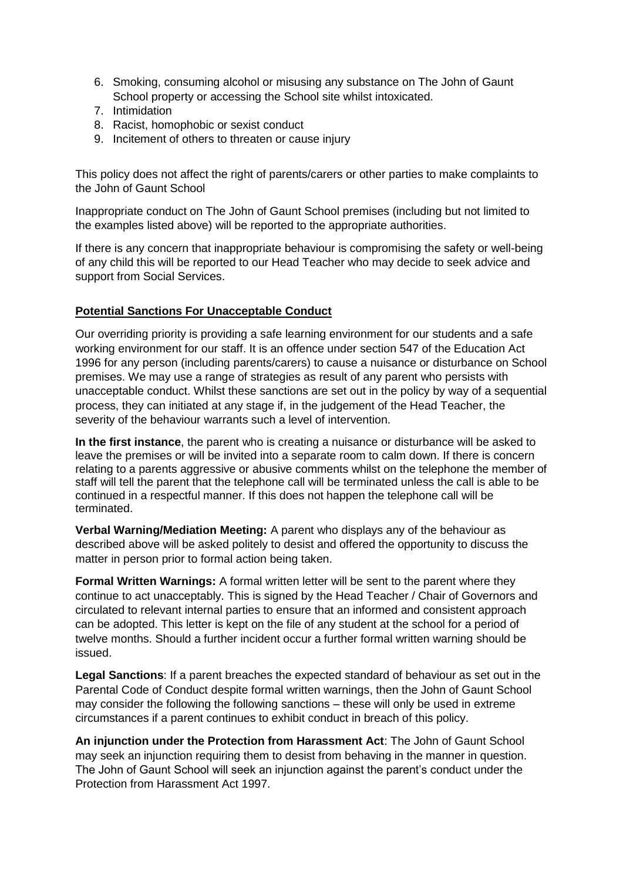6. Smoking, consuming alcohol or misusing any substance on The John of Gaunt School property or accessing the School site whilst intoxicated.
7. Intimidation
8. Racist, homophobic or sexist conduct
9. Incitement of others to threaten or cause injury

This policy does not affect the right of parents/carers or other parties to make complaints to the John of Gaunt School

Inappropriate conduct on The John of Gaunt School premises (including but not limited to the examples listed above) will be reported to the appropriate authorities.

If there is any concern that inappropriate behaviour is compromising the safety or well-being of any child this will be reported to our Head Teacher who may decide to seek advice and support from Social Services.

**Potential Sanctions For Unacceptable Conduct**

Our overriding priority is providing a safe learning environment for our students and a safe working environment for our staff. It is an offence under section 547 of the Education Act 1996 for any person (including parents/carers) to cause a nuisance or disturbance on School premises. We may use a range of strategies as result of any parent who persists with unacceptable conduct. Whilst these sanctions are set out in the policy by way of a sequential process, they can initiated at any stage if, in the judgement of the Head Teacher, the severity of the behaviour warrants such a level of intervention.

**In the first instance**, the parent who is creating a nuisance or disturbance will be asked to leave the premises or will be invited into a separate room to calm down. If there is concern relating to a parents aggressive or abusive comments whilst on the telephone the member of staff will tell the parent that the telephone call will be terminated unless the call is able to be continued in a respectful manner. If this does not happen the telephone call will be terminated.

**Verbal Warning/Mediation Meeting:** A parent who displays any of the behaviour as described above will be asked politely to desist and offered the opportunity to discuss the matter in person prior to formal action being taken.

**Formal Written Warnings:** A formal written letter will be sent to the parent where they continue to act unacceptably. This is signed by the Head Teacher / Chair of Governors and circulated to relevant internal parties to ensure that an informed and consistent approach can be adopted. This letter is kept on the file of any student at the school for a period of twelve months. Should a further incident occur a further formal written warning should be issued.

**Legal Sanctions**: If a parent breaches the expected standard of behaviour as set out in the Parental Code of Conduct despite formal written warnings, then the John of Gaunt School may consider the following the following sanctions – these will only be used in extreme circumstances if a parent continues to exhibit conduct in breach of this policy.

**An injunction under the Protection from Harassment Act**: The John of Gaunt School may seek an injunction requiring them to desist from behaving in the manner in question. The John of Gaunt School will seek an injunction against the parent's conduct under the Protection from Harassment Act 1997.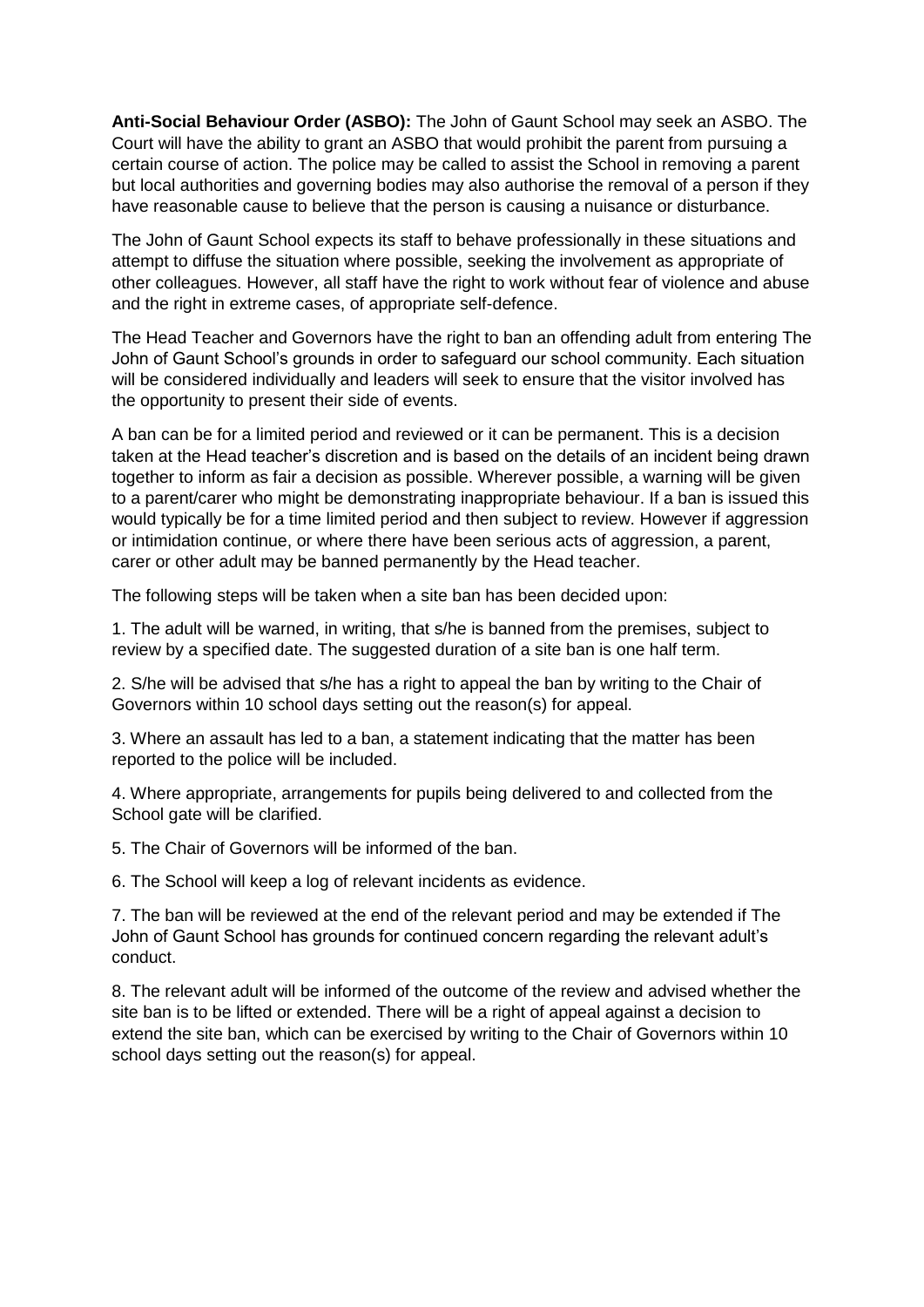**Anti-Social Behaviour Order (ASBO):** The John of Gaunt School may seek an ASBO. The Court will have the ability to grant an ASBO that would prohibit the parent from pursuing a certain course of action. The police may be called to assist the School in removing a parent but local authorities and governing bodies may also authorise the removal of a person if they have reasonable cause to believe that the person is causing a nuisance or disturbance.

The John of Gaunt School expects its staff to behave professionally in these situations and attempt to diffuse the situation where possible, seeking the involvement as appropriate of other colleagues. However, all staff have the right to work without fear of violence and abuse and the right in extreme cases, of appropriate self-defence.

The Head Teacher and Governors have the right to ban an offending adult from entering The John of Gaunt School's grounds in order to safeguard our school community. Each situation will be considered individually and leaders will seek to ensure that the visitor involved has the opportunity to present their side of events.

A ban can be for a limited period and reviewed or it can be permanent. This is a decision taken at the Head teacher's discretion and is based on the details of an incident being drawn together to inform as fair a decision as possible. Wherever possible, a warning will be given to a parent/carer who might be demonstrating inappropriate behaviour. If a ban is issued this would typically be for a time limited period and then subject to review. However if aggression or intimidation continue, or where there have been serious acts of aggression, a parent, carer or other adult may be banned permanently by the Head teacher.

The following steps will be taken when a site ban has been decided upon:

1. The adult will be warned, in writing, that s/he is banned from the premises, subject to review by a specified date. The suggested duration of a site ban is one half term.

2. S/he will be advised that s/he has a right to appeal the ban by writing to the Chair of Governors within 10 school days setting out the reason(s) for appeal.

3. Where an assault has led to a ban, a statement indicating that the matter has been reported to the police will be included.

4. Where appropriate, arrangements for pupils being delivered to and collected from the School gate will be clarified.

5. The Chair of Governors will be informed of the ban.

6. The School will keep a log of relevant incidents as evidence.

7. The ban will be reviewed at the end of the relevant period and may be extended if The John of Gaunt School has grounds for continued concern regarding the relevant adult's conduct.

8. The relevant adult will be informed of the outcome of the review and advised whether the site ban is to be lifted or extended. There will be a right of appeal against a decision to extend the site ban, which can be exercised by writing to the Chair of Governors within 10 school days setting out the reason(s) for appeal.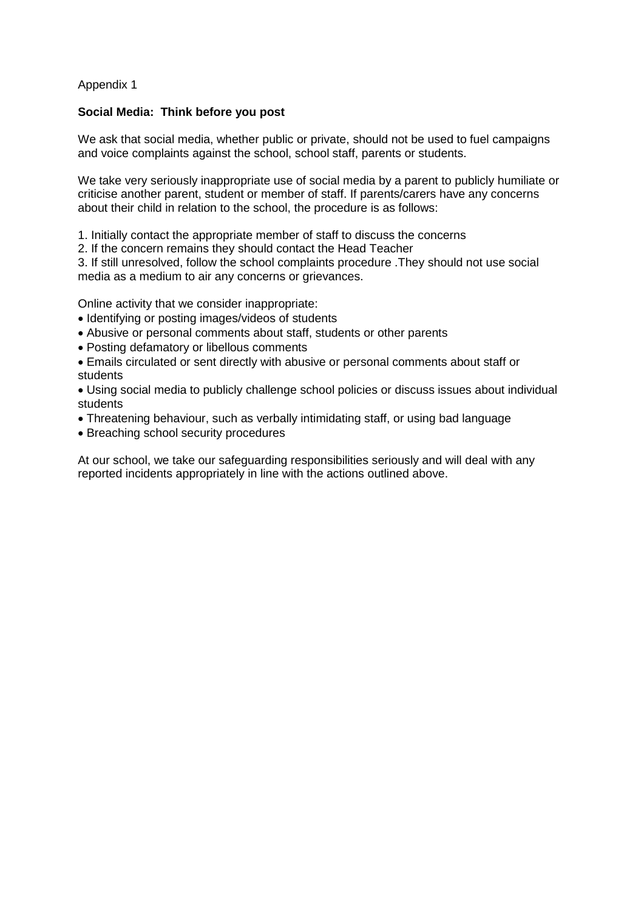Appendix 1

**Social Media: Think before you post**

We ask that social media, whether public or private, should not be used to fuel campaigns and voice complaints against the school, school staff, parents or students.

We take very seriously inappropriate use of social media by a parent to publicly humiliate or criticise another parent, student or member of staff. If parents/carers have any concerns about their child in relation to the school, the procedure is as follows:

1. Initially contact the appropriate member of staff to discuss the concerns
2. If the concern remains they should contact the Head Teacher
3. If still unresolved, follow the school complaints procedure .They should not use social media as a medium to air any concerns or grievances.

Online activity that we consider inappropriate:

- Identifying or posting images/videos of students
- Abusive or personal comments about staff, students or other parents
- Posting defamatory or libellous comments
- Emails circulated or sent directly with abusive or personal comments about staff or students
- Using social media to publicly challenge school policies or discuss issues about individual students
- Threatening behaviour, such as verbally intimidating staff, or using bad language
- Breaching school security procedures

At our school, we take our safeguarding responsibilities seriously and will deal with any reported incidents appropriately in line with the actions outlined above.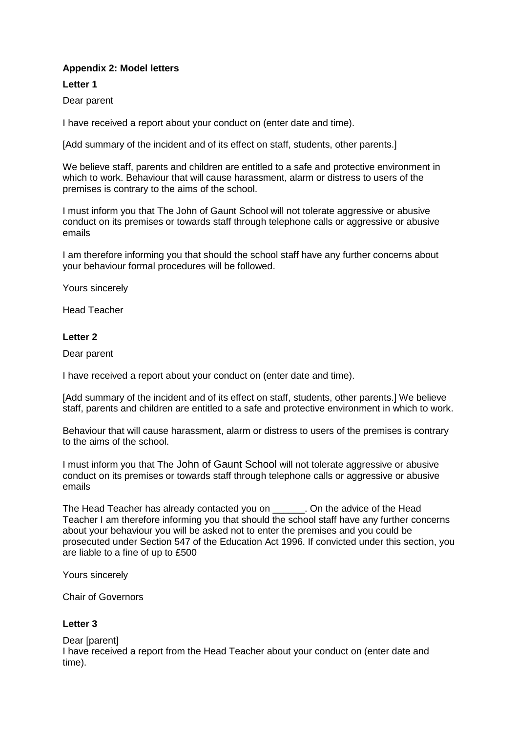**Appendix 2: Model letters**

**Letter 1**

Dear parent

I have received a report about your conduct on (enter date and time).

[Add summary of the incident and of its effect on staff, students, other parents.]

We believe staff, parents and children are entitled to a safe and protective environment in which to work. Behaviour that will cause harassment, alarm or distress to users of the premises is contrary to the aims of the school.

I must inform you that The John of Gaunt School will not tolerate aggressive or abusive conduct on its premises or towards staff through telephone calls or aggressive or abusive emails

I am therefore informing you that should the school staff have any further concerns about your behaviour formal procedures will be followed.

Yours sincerely

Head Teacher

**Letter 2**

Dear parent

I have received a report about your conduct on (enter date and time).

[Add summary of the incident and of its effect on staff, students, other parents.] We believe staff, parents and children are entitled to a safe and protective environment in which to work.

Behaviour that will cause harassment, alarm or distress to users of the premises is contrary to the aims of the school.

I must inform you that The John of Gaunt School will not tolerate aggressive or abusive conduct on its premises or towards staff through telephone calls or aggressive or abusive emails

The Head Teacher has already contacted you on ______. On the advice of the Head Teacher I am therefore informing you that should the school staff have any further concerns about your behaviour you will be asked not to enter the premises and you could be prosecuted under Section 547 of the Education Act 1996. If convicted under this section, you are liable to a fine of up to £500

Yours sincerely

Chair of Governors

**Letter 3**

Dear [parent]
I have received a report from the Head Teacher about your conduct on (enter date and time).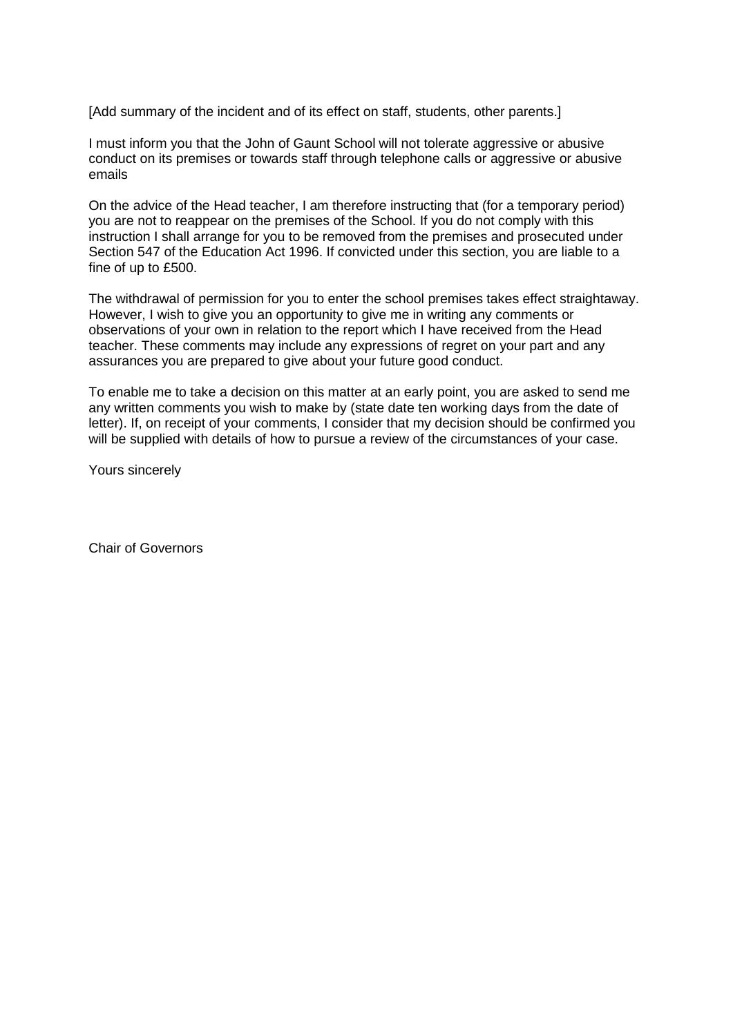[Add summary of the incident and of its effect on staff, students, other parents.]

I must inform you that the John of Gaunt School will not tolerate aggressive or abusive conduct on its premises or towards staff through telephone calls or aggressive or abusive emails

On the advice of the Head teacher, I am therefore instructing that (for a temporary period) you are not to reappear on the premises of the School. If you do not comply with this instruction I shall arrange for you to be removed from the premises and prosecuted under Section 547 of the Education Act 1996. If convicted under this section, you are liable to a fine of up to £500.

The withdrawal of permission for you to enter the school premises takes effect straightaway. However, I wish to give you an opportunity to give me in writing any comments or observations of your own in relation to the report which I have received from the Head teacher. These comments may include any expressions of regret on your part and any assurances you are prepared to give about your future good conduct.

To enable me to take a decision on this matter at an early point, you are asked to send me any written comments you wish to make by (state date ten working days from the date of letter). If, on receipt of your comments, I consider that my decision should be confirmed you will be supplied with details of how to pursue a review of the circumstances of your case.

Yours sincerely

Chair of Governors